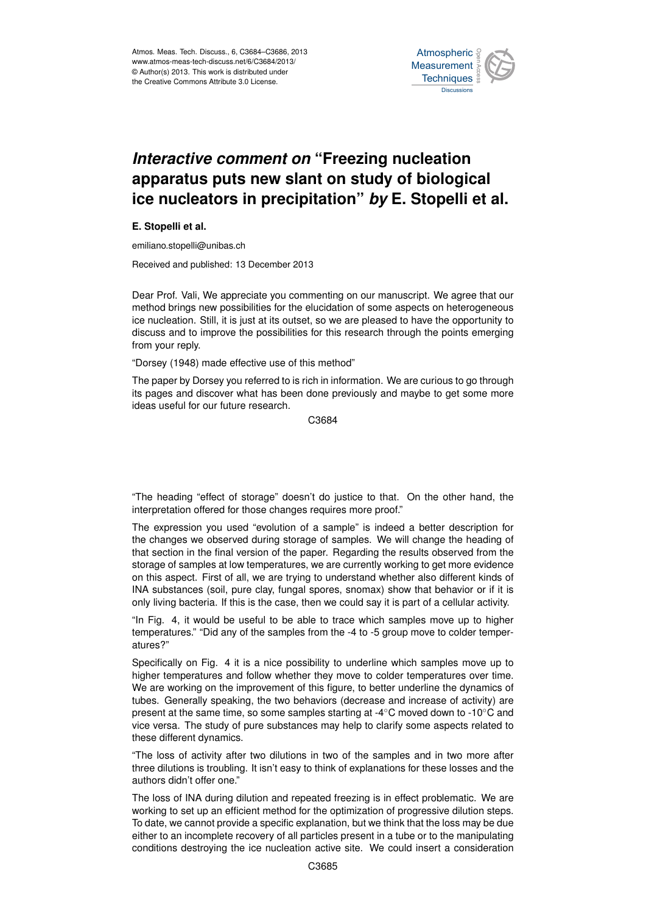# *Interactive comment on* "Freezing nucleation apparatus puts new slant on study of biological ice nucleators in precipitation" *by* E. Stopelli et al.

**E. Stopelli et al.**

emiliano.stopelli@unibas.ch

Received and published: 13 December 2013

Dear Prof. Vali, We appreciate you commenting on our manuscript. We agree that our method brings new possibilities for the elucidation of some aspects on heterogeneous ice nucleation. Still, it is just at its outset, so we are pleased to have the opportunity to discuss and to improve the possibilities for this research through the points emerging from your reply.

"Dorsey (1948) made effective use of this method"

The paper by Dorsey you referred to is rich in information. We are curious to go through its pages and discover what has been done previously and maybe to get some more ideas useful for our future research.

"The heading "effect of storage" doesn't do justice to that. On the other hand, the interpretation offered for those changes requires more proof."

The expression you used "evolution of a sample" is indeed a better description for the changes we observed during storage of samples. We will change the heading of that section in the final version of the paper. Regarding the results observed from the storage of samples at low temperatures, we are currently working to get more evidence on this aspect. First of all, we are trying to understand whether also different kinds of INA substances (soil, pure clay, fungal spores, snomax) show that behavior or if it is only living bacteria. If this is the case, then we could say it is part of a cellular activity.

"In Fig. 4, it would be useful to be able to trace which samples move up to higher temperatures." "Did any of the samples from the -4 to -5 group move to colder temperatures?"

Specifically on Fig. 4 it is a nice possibility to underline which samples move up to higher temperatures and follow whether they move to colder temperatures over time. We are working on the improvement of this figure, to better underline the dynamics of tubes. Generally speaking, the two behaviors (decrease and increase of activity) are present at the same time, so some samples starting at -4°C moved down to -10°C and vice versa. The study of pure substances may help to clarify some aspects related to these different dynamics.

"The loss of activity after two dilutions in two of the samples and in two more after three dilutions is troubling. It isn't easy to think of explanations for these losses and the authors didn't offer one."

The loss of INA during dilution and repeated freezing is in effect problematic. We are working to set up an efficient method for the optimization of progressive dilution steps. To date, we cannot provide a specific explanation, but we think that the loss may be due either to an incomplete recovery of all particles present in a tube or to the manipulating conditions destroying the ice nucleation active site. We could insert a consideration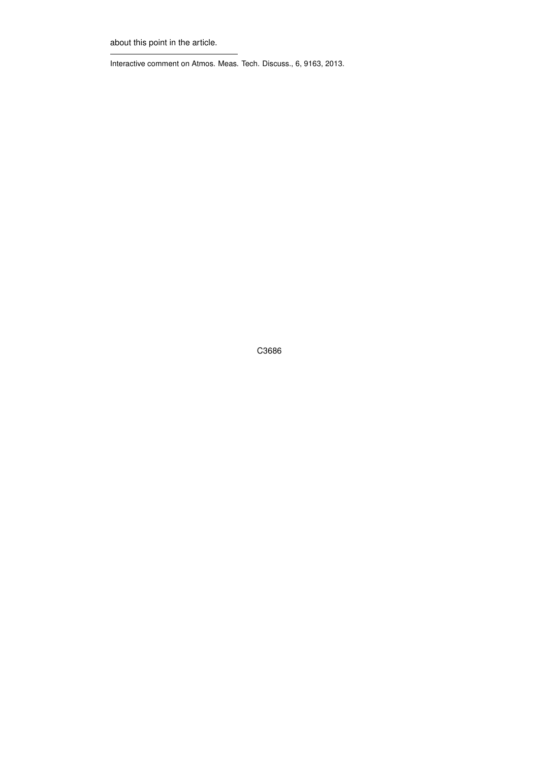about this point in the article.

---

Interactive comment on Atmos. Meas. Tech. Discuss., 6, 9163, 2013.